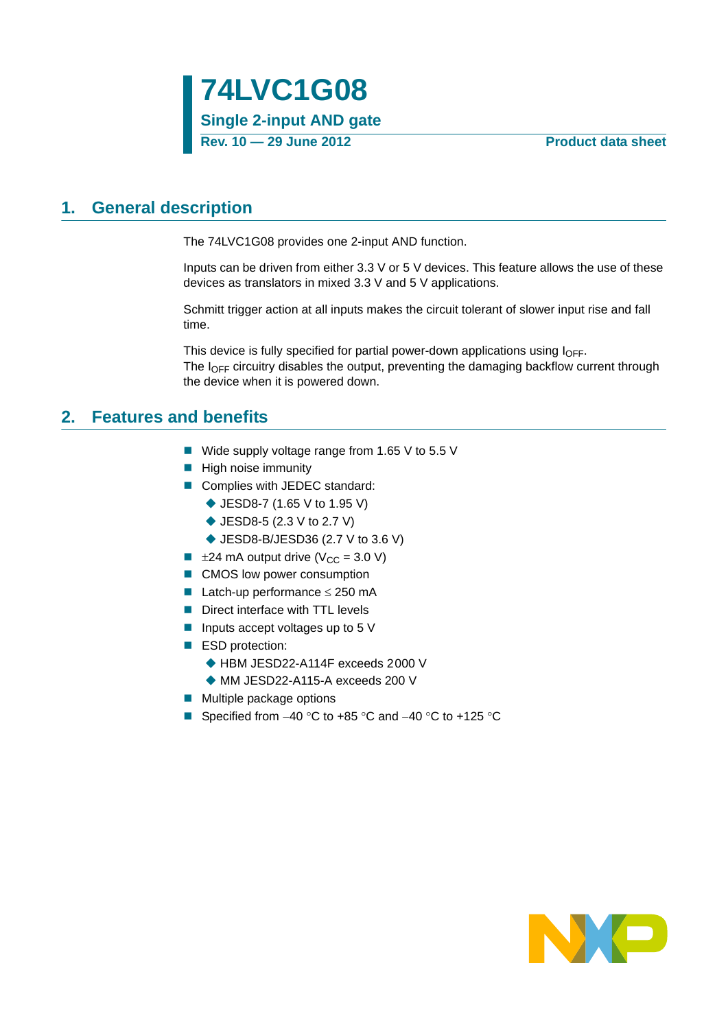# 74LVC1G08

**Single 2-input AND gate**

**Rev. 10 — 29 June 2012** **Product data sheet**

## 1. General description

The 74LVC1G08 provides one 2-input AND function.

Inputs can be driven from either 3.3 V or 5 V devices. This feature allows the use of these devices as translators in mixed 3.3 V and 5 V applications.

Schmitt trigger action at all inputs makes the circuit tolerant of slower input rise and fall time.

This device is fully specified for partial power-down applications using $I_{OFF}$. The $I_{OFF}$ circuitry disables the output, preventing the damaging backflow current through the device when it is powered down.

## 2. Features and benefits

- Wide supply voltage range from 1.65 V to 5.5 V
- High noise immunity
- Complies with JEDEC standard:
  - JESD8-7 (1.65 V to 1.95 V)
  - JESD8-5 (2.3 V to 2.7 V)
  - JESD8-B/JESD36 (2.7 V to 3.6 V)
- ±24 mA output drive ($V_{CC}$ = 3.0 V)
- CMOS low power consumption
- Latch-up performance ≤ 250 mA
- Direct interface with TTL levels
- Inputs accept voltages up to 5 V
- ESD protection:
  - HBM JESD22-A114F exceeds 2000 V
  - MM JESD22-A115-A exceeds 200 V
- Multiple package options
- Specified from −40 °C to +85 °C and −40 °C to +125 °C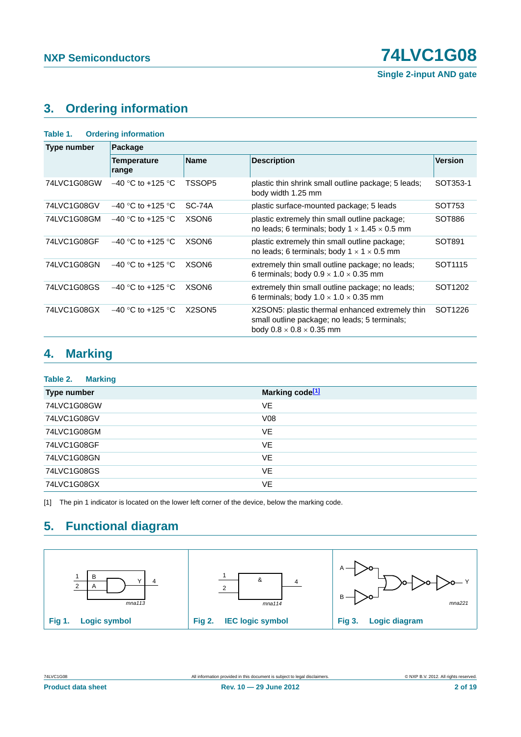## 3. Ordering information

**Table 1. Ordering information**

| Type number | Package | | | |
|---|---|---|---|---|
| | Temperature range | Name | Description | Version |
| 74LVC1G08GW | –40 °C to +125 °C | TSSOP5 | plastic thin shrink small outline package; 5 leads; body width 1.25 mm | SOT353-1 |
| 74LVC1G08GV | –40 °C to +125 °C | SC-74A | plastic surface-mounted package; 5 leads | SOT753 |
| 74LVC1G08GM | –40 °C to +125 °C | XSON6 | plastic extremely thin small outline package; no leads; 6 terminals; body 1 × 1.45 × 0.5 mm | SOT886 |
| 74LVC1G08GF | –40 °C to +125 °C | XSON6 | plastic extremely thin small outline package; no leads; 6 terminals; body 1 × 1 × 0.5 mm | SOT891 |
| 74LVC1G08GN | –40 °C to +125 °C | XSON6 | extremely thin small outline package; no leads; 6 terminals; body 0.9 × 1.0 × 0.35 mm | SOT1115 |
| 74LVC1G08GS | –40 °C to +125 °C | XSON6 | extremely thin small outline package; no leads; 6 terminals; body 1.0 × 1.0 × 0.35 mm | SOT1202 |
| 74LVC1G08GX | –40 °C to +125 °C | X2SON5 | X2SON5: plastic thermal enhanced extremely thin small outline package; no leads; 5 terminals; body 0.8 × 0.8 × 0.35 mm | SOT1226 |

## 4. Marking

**Table 2. Marking**

| Type number | Marking code[1] |
|---|---|
| 74LVC1G08GW | VE |
| 74LVC1G08GV | V08 |
| 74LVC1G08GM | VE |
| 74LVC1G08GF | VE |
| 74LVC1G08GN | VE |
| 74LVC1G08GS | VE |
| 74LVC1G08GX | VE |

[1] The pin 1 indicator is located on the lower left corner of the device, below the marking code.

## 5. Functional diagram

**Fig 1. Logic symbol**

**Fig 2. IEC logic symbol**

**Fig 3. Logic diagram**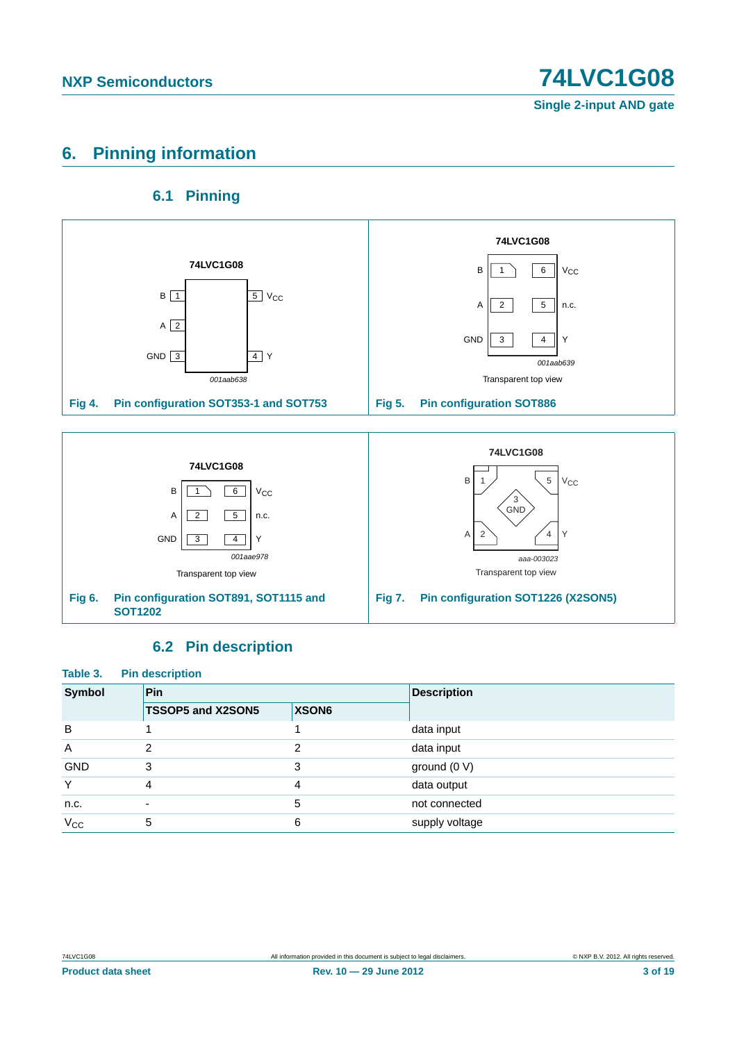## 6. Pinning information

### 6.1 Pinning

Fig 4. Pin configuration SOT353-1 and SOT753

Fig 5. Pin configuration SOT886

Fig 6. Pin configuration SOT891, SOT1115 and SOT1202

Fig 7. Pin configuration SOT1226 (X2SON5)

### 6.2 Pin description

**Table 3. Pin description**

| Symbol | Pin | | Description |
|---|---|---|---|
| | TSSOP5 and X2SON5 | XSON6 | |
| B | 1 | 1 | data input |
| A | 2 | 2 | data input |
| GND | 3 | 3 | ground (0 V) |
| Y | 4 | 4 | data output |
| n.c. | - | 5 | not connected |
| $V_{CC}$ | 5 | 6 | supply voltage |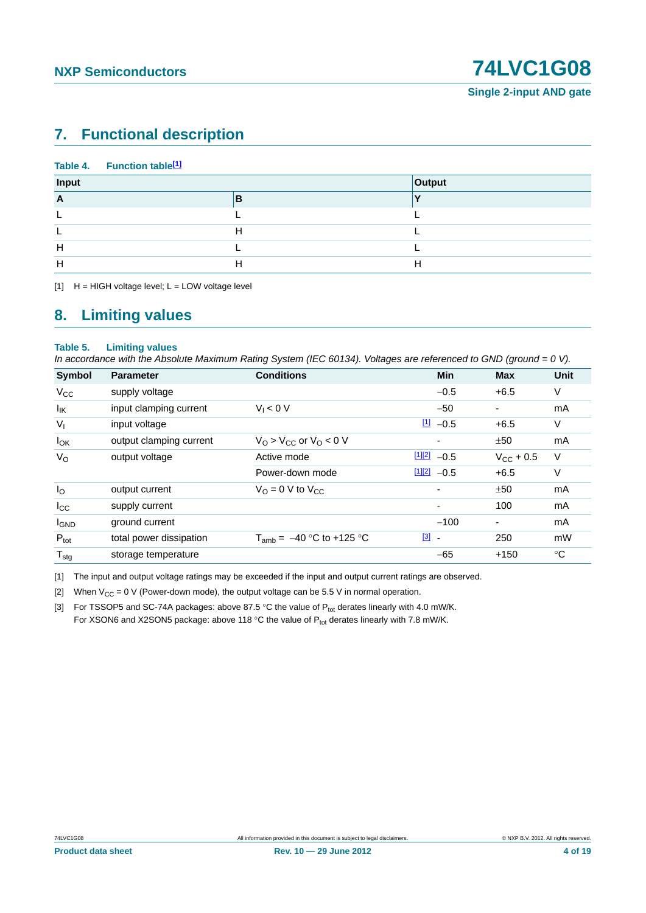## 7. Functional description

**Table 4. Function table[1]**

| Input | | Output |
|---|---|---|
| **A** | **B** | **Y** |
| L | L | L |
| L | H | L |
| H | L | L |
| H | H | H |

[1] H = HIGH voltage level; L = LOW voltage level

## 8. Limiting values

**Table 5. Limiting values**

*In accordance with the Absolute Maximum Rating System (IEC 60134). Voltages are referenced to GND (ground = 0 V).*

| Symbol | Parameter | Conditions | | Min | Max | Unit |
|---|---|---|---|---|---|---|
| $V_{CC}$ | supply voltage | | | −0.5 | +6.5 | V |
| $I_{IK}$ | input clamping current | $V_I < 0$ V | | −50 | - | mA |
| $V_I$ | input voltage | | [1] | −0.5 | +6.5 | V |
| $I_{OK}$ | output clamping current | $V_O > V_{CC}$ or $V_O < 0$ V | | - | ±50 | mA |
| $V_O$ | output voltage | Active mode | [1][2] | −0.5 | $V_{CC}$ + 0.5 | V |
| | | Power-down mode | [1][2] | −0.5 | +6.5 | V |
| $I_O$ | output current | $V_O$ = 0 V to $V_{CC}$ | | - | ±50 | mA |
| $I_{CC}$ | supply current | | | - | 100 | mA |
| $I_{GND}$ | ground current | | | −100 | - | mA |
| $P_{tot}$ | total power dissipation | $T_{amb}$ = −40 °C to +125 °C | [3] | - | 250 | mW |
| $T_{stg}$ | storage temperature | | | −65 | +150 | °C |

[1] The input and output voltage ratings may be exceeded if the input and output current ratings are observed.

[2] When $V_{CC}$ = 0 V (Power-down mode), the output voltage can be 5.5 V in normal operation.

[3] For TSSOP5 and SC-74A packages: above 87.5 °C the value of $P_{tot}$ derates linearly with 4.0 mW/K.
For XSON6 and X2SON5 package: above 118 °C the value of $P_{tot}$ derates linearly with 7.8 mW/K.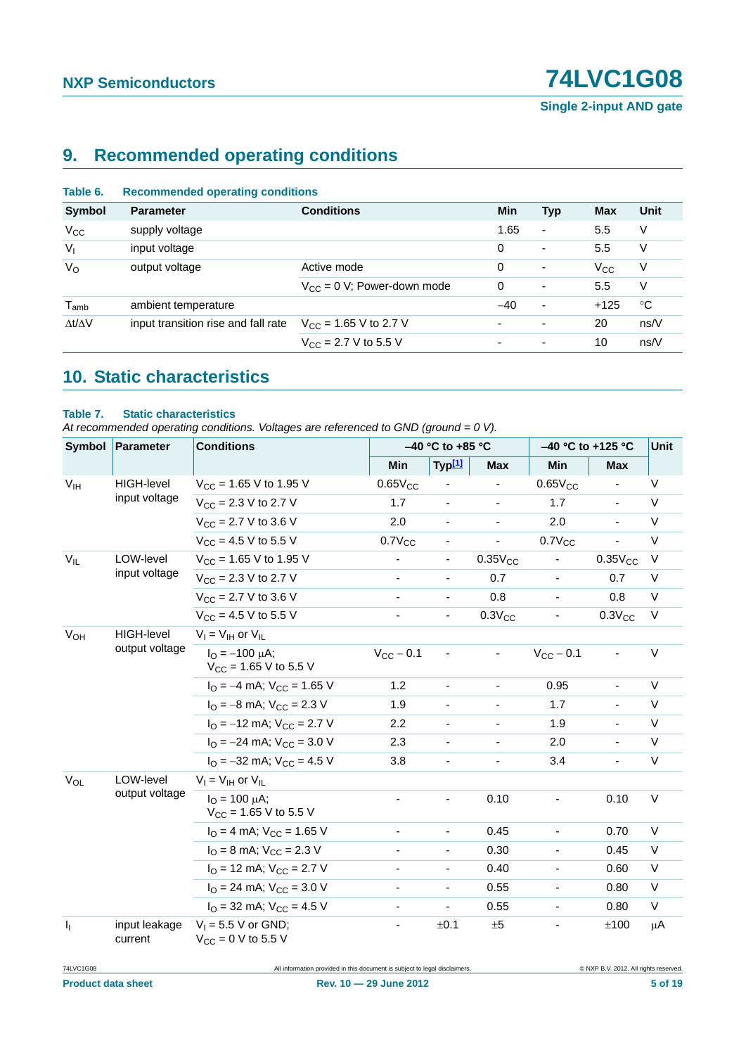## 9. Recommended operating conditions

**Table 6. Recommended operating conditions**

| Symbol | Parameter | Conditions | Min | Typ | Max | Unit |
|---|---|---|---|---|---|---|
| $V_{CC}$ | supply voltage | | 1.65 | - | 5.5 | V |
| $V_I$ | input voltage | | 0 | - | 5.5 | V |
| $V_O$ | output voltage | Active mode | 0 | - | $V_{CC}$ | V |
| | | $V_{CC}$ = 0 V; Power-down mode | 0 | - | 5.5 | V |
| $T_{amb}$ | ambient temperature | | −40 | - | +125 | °C |
| $\Delta t/\Delta V$ | input transition rise and fall rate | $V_{CC}$ = 1.65 V to 2.7 V | - | - | 20 | ns/V |
| | | $V_{CC}$ = 2.7 V to 5.5 V | - | - | 10 | ns/V |

## 10. Static characteristics

**Table 7. Static characteristics**

*At recommended operating conditions. Voltages are referenced to GND (ground = 0 V).*

| Symbol | Parameter | Conditions | −40 °C to +85 °C | | | −40 °C to +125 °C | | Unit |
|---|---|---|---|---|---|---|---|---|
| | | | Min | Typ[1] | Max | Min | Max | |
| $V_{IH}$ | HIGH-level input voltage | $V_{CC}$ = 1.65 V to 1.95 V | $0.65V_{CC}$ | - | - | $0.65V_{CC}$ | - | V |
| | | $V_{CC}$ = 2.3 V to 2.7 V | 1.7 | - | - | 1.7 | - | V |
| | | $V_{CC}$ = 2.7 V to 3.6 V | 2.0 | - | - | 2.0 | - | V |
| | | $V_{CC}$ = 4.5 V to 5.5 V | $0.7V_{CC}$ | - | - | $0.7V_{CC}$ | - | V |
| $V_{IL}$ | LOW-level input voltage | $V_{CC}$ = 1.65 V to 1.95 V | - | - | $0.35V_{CC}$ | - | $0.35V_{CC}$ | V |
| | | $V_{CC}$ = 2.3 V to 2.7 V | - | - | 0.7 | - | 0.7 | V |
| | | $V_{CC}$ = 2.7 V to 3.6 V | - | - | 0.8 | - | 0.8 | V |
| | | $V_{CC}$ = 4.5 V to 5.5 V | - | - | $0.3V_{CC}$ | - | $0.3V_{CC}$ | V |
| $V_{OH}$ | HIGH-level output voltage | $V_I = V_{IH}$ or $V_{IL}$ | | | | | | |
| | | $I_O$ = −100 μA; $V_{CC}$ = 1.65 V to 5.5 V | $V_{CC} - 0.1$ | - | - | $V_{CC} - 0.1$ | - | V |
| | | $I_O$ = −4 mA; $V_{CC}$ = 1.65 V | 1.2 | - | - | 0.95 | - | V |
| | | $I_O$ = −8 mA; $V_{CC}$ = 2.3 V | 1.9 | - | - | 1.7 | - | V |
| | | $I_O$ = −12 mA; $V_{CC}$ = 2.7 V | 2.2 | - | - | 1.9 | - | V |
| | | $I_O$ = −24 mA; $V_{CC}$ = 3.0 V | 2.3 | - | - | 2.0 | - | V |
| | | $I_O$ = −32 mA; $V_{CC}$ = 4.5 V | 3.8 | - | - | 3.4 | - | V |
| $V_{OL}$ | LOW-level output voltage | $V_I = V_{IH}$ or $V_{IL}$ | | | | | | |
| | | $I_O$ = 100 μA; $V_{CC}$ = 1.65 V to 5.5 V | - | - | 0.10 | - | 0.10 | V |
| | | $I_O$ = 4 mA; $V_{CC}$ = 1.65 V | - | - | 0.45 | - | 0.70 | V |
| | | $I_O$ = 8 mA; $V_{CC}$ = 2.3 V | - | - | 0.30 | - | 0.45 | V |
| | | $I_O$ = 12 mA; $V_{CC}$ = 2.7 V | - | - | 0.40 | - | 0.60 | V |
| | | $I_O$ = 24 mA; $V_{CC}$ = 3.0 V | - | - | 0.55 | - | 0.80 | V |
| | | $I_O$ = 32 mA; $V_{CC}$ = 4.5 V | - | - | 0.55 | - | 0.80 | V |
| $I_I$ | input leakage current | $V_I$ = 5.5 V or GND; $V_{CC}$ = 0 V to 5.5 V | - | ±0.1 | ±5 | - | ±100 | μA |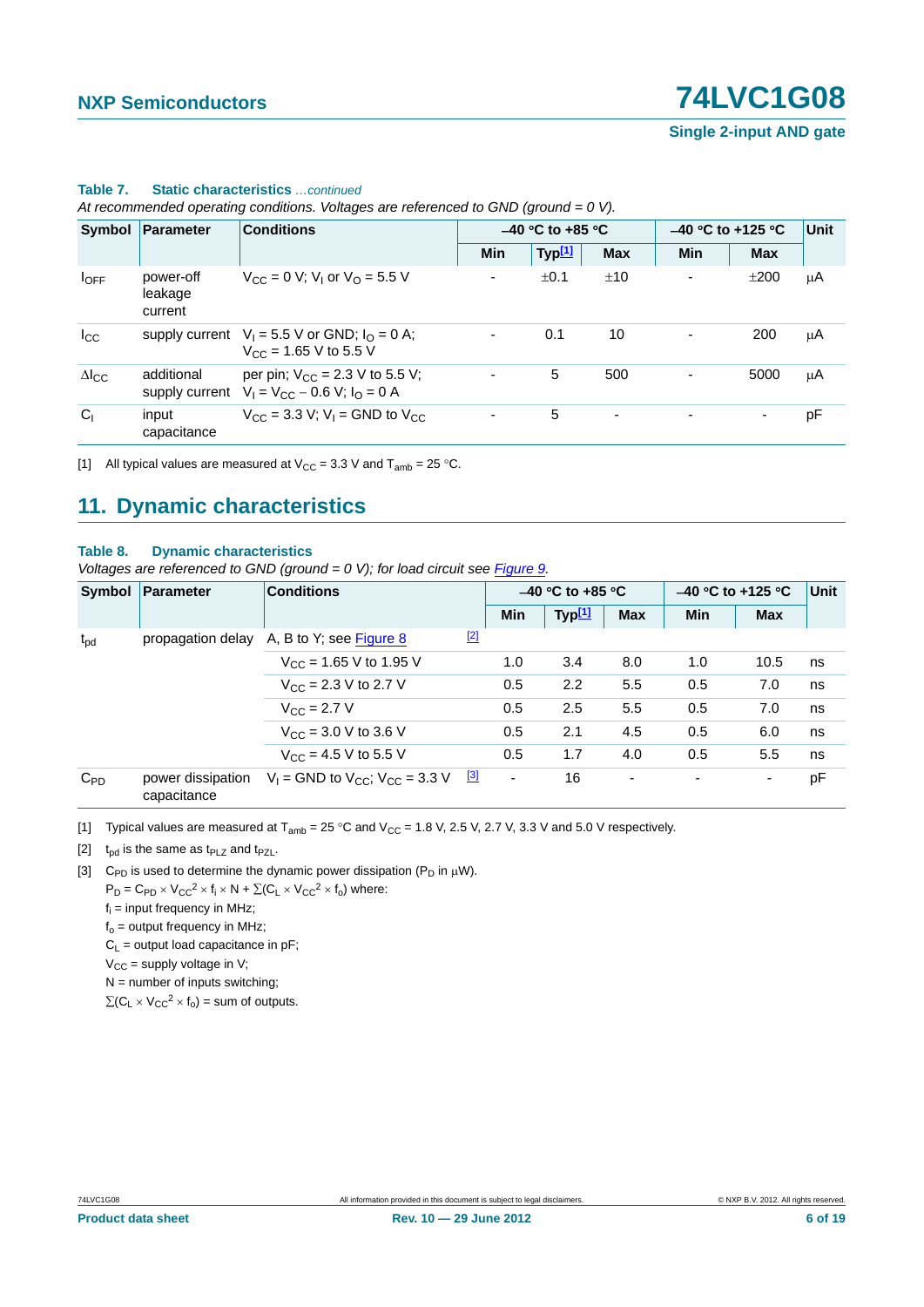**Table 7. Static characteristics** *…continued*

*At recommended operating conditions. Voltages are referenced to GND (ground = 0 V).*

| Symbol | Parameter | Conditions | –40 °C to +85 °C | | | –40 °C to +125 °C | | Unit |
|---|---|---|---|---|---|---|---|---|
| | | | Min | Typ[1] | Max | Min | Max | |
| $I_{OFF}$ | power-off leakage current | $V_{CC}$ = 0 V; $V_I$ or $V_O$ = 5.5 V | - | ±0.1 | ±10 | - | ±200 | μA |
| $I_{CC}$ | supply current | $V_I$ = 5.5 V or GND; $I_O$ = 0 A; $V_{CC}$ = 1.65 V to 5.5 V | - | 0.1 | 10 | - | 200 | μA |
| $\Delta I_{CC}$ | additional supply current | per pin; $V_{CC}$ = 2.3 V to 5.5 V; $V_I = V_{CC} - 0.6$ V; $I_O$ = 0 A | - | 5 | 500 | - | 5000 | μA |
| $C_I$ | input capacitance | $V_{CC}$ = 3.3 V; $V_I$ = GND to $V_{CC}$ | - | 5 | - | - | - | pF |

[1] All typical values are measured at $V_{CC}$ = 3.3 V and $T_{amb}$ = 25 °C.

## 11. Dynamic characteristics

**Table 8. Dynamic characteristics**

*Voltages are referenced to GND (ground = 0 V); for load circuit see Figure 9.*

| Symbol | Parameter | Conditions | | –40 °C to +85 °C | | | –40 °C to +125 °C | | Unit |
|---|---|---|---|---|---|---|---|---|---|
| | | | | Min | Typ[1] | Max | Min | Max | |
| $t_{pd}$ | propagation delay | A, B to Y; see Figure 8 | [2] | | | | | | |
| | | $V_{CC}$ = 1.65 V to 1.95 V | | 1.0 | 3.4 | 8.0 | 1.0 | 10.5 | ns |
| | | $V_{CC}$ = 2.3 V to 2.7 V | | 0.5 | 2.2 | 5.5 | 0.5 | 7.0 | ns |
| | | $V_{CC}$ = 2.7 V | | 0.5 | 2.5 | 5.5 | 0.5 | 7.0 | ns |
| | | $V_{CC}$ = 3.0 V to 3.6 V | | 0.5 | 2.1 | 4.5 | 0.5 | 6.0 | ns |
| | | $V_{CC}$ = 4.5 V to 5.5 V | | 0.5 | 1.7 | 4.0 | 0.5 | 5.5 | ns |
| $C_{PD}$ | power dissipation capacitance | $V_I$ = GND to $V_{CC}$; $V_{CC}$ = 3.3 V | [3] | - | 16 | - | - | - | pF |

[1] Typical values are measured at $T_{amb}$ = 25 °C and $V_{CC}$ = 1.8 V, 2.5 V, 2.7 V, 3.3 V and 5.0 V respectively.

[2] $t_{pd}$ is the same as $t_{PLZ}$ and $t_{PZL}$.

[3] $C_{PD}$ is used to determine the dynamic power dissipation ($P_D$ in μW).

$P_D = C_{PD} \times V_{CC}^2 \times f_i \times N + \Sigma(C_L \times V_{CC}^2 \times f_o)$ where:

$f_i$ = input frequency in MHz;

$f_o$ = output frequency in MHz;

$C_L$ = output load capacitance in pF;

$V_{CC}$ = supply voltage in V;

N = number of inputs switching;

$\Sigma(C_L \times V_{CC}^2 \times f_o)$ = sum of outputs.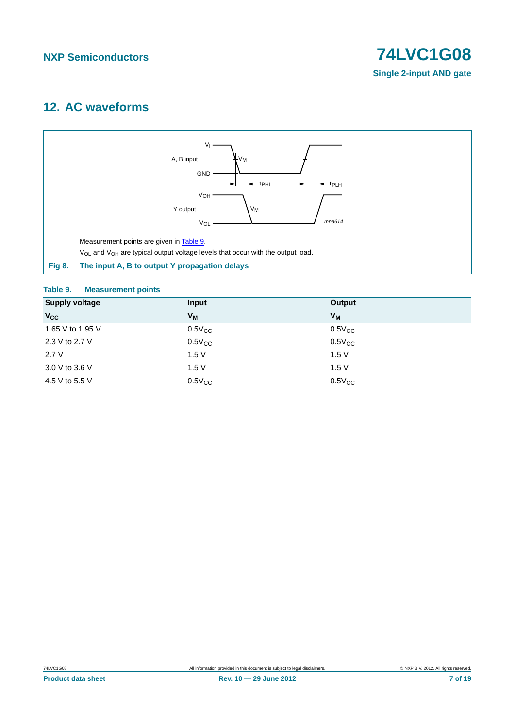## 12. AC waveforms

Measurement points are given in Table 9.

$V_{OL}$ and $V_{OH}$ are typical output voltage levels that occur with the output load.

**Fig 8. The input A, B to output Y propagation delays**

**Table 9. Measurement points**

| Supply voltage | Input | Output |
|---|---|---|
| $V_{CC}$ | $V_M$ | $V_M$ |
| 1.65 V to 1.95 V | $0.5V_{CC}$ | $0.5V_{CC}$ |
| 2.3 V to 2.7 V | $0.5V_{CC}$ | $0.5V_{CC}$ |
| 2.7 V | 1.5 V | 1.5 V |
| 3.0 V to 3.6 V | 1.5 V | 1.5 V |
| 4.5 V to 5.5 V | $0.5V_{CC}$ | $0.5V_{CC}$ |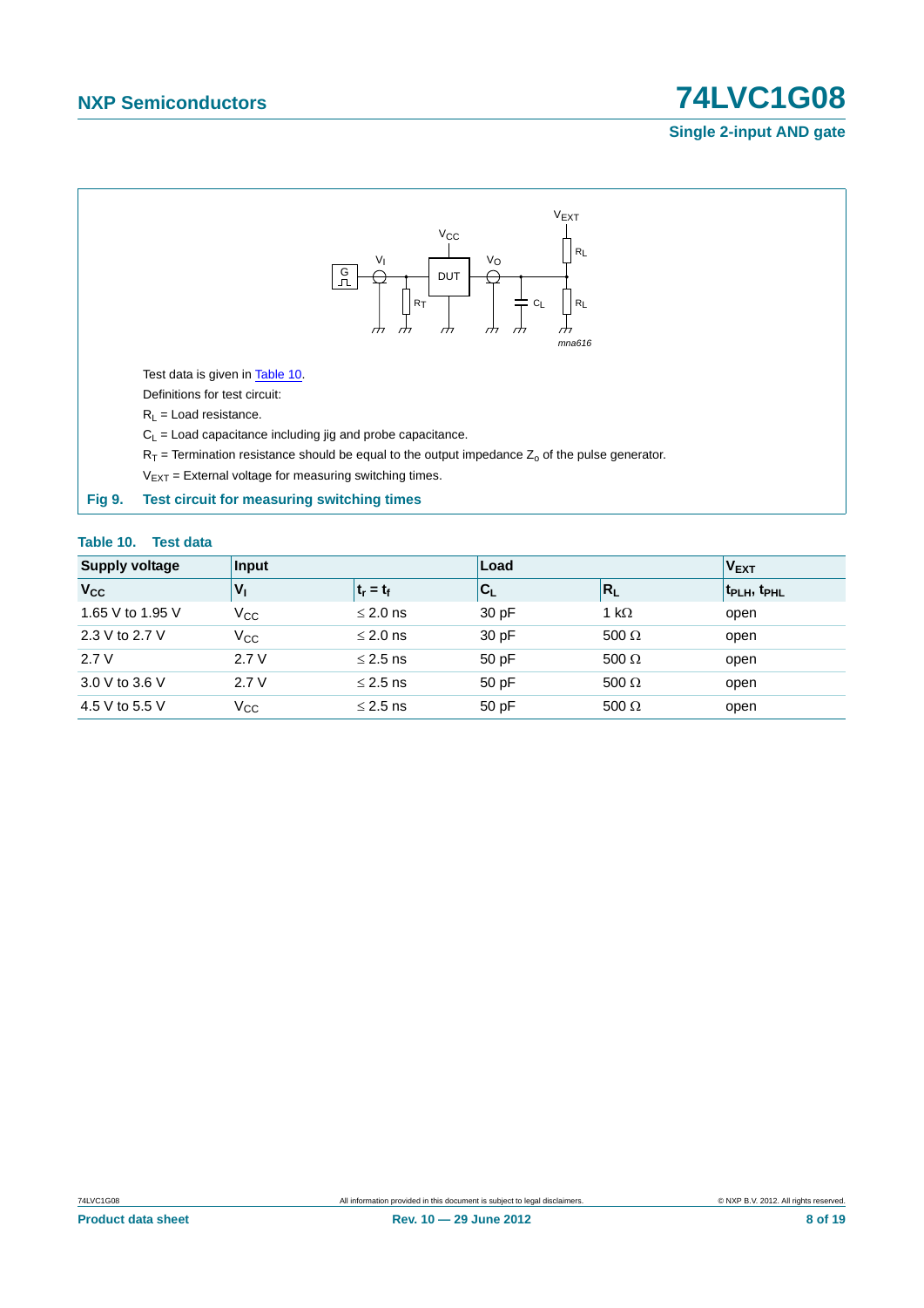Test data is given in Table 10.

Definitions for test circuit:

$R_L$ = Load resistance.

$C_L$ = Load capacitance including jig and probe capacitance.

$R_T$ = Termination resistance should be equal to the output impedance $Z_o$ of the pulse generator.

$V_{EXT}$ = External voltage for measuring switching times.

**Fig 9. Test circuit for measuring switching times**

**Table 10. Test data**

| Supply voltage | Input | | Load | | $V_{EXT}$ |
|---|---|---|---|---|---|
| $V_{CC}$ | $V_I$ | $t_r = t_f$ | $C_L$ | $R_L$ | $t_{PLH}$, $t_{PHL}$ |
| 1.65 V to 1.95 V | $V_{CC}$ | ≤ 2.0 ns | 30 pF | 1 kΩ | open |
| 2.3 V to 2.7 V | $V_{CC}$ | ≤ 2.0 ns | 30 pF | 500 Ω | open |
| 2.7 V | 2.7 V | ≤ 2.5 ns | 50 pF | 500 Ω | open |
| 3.0 V to 3.6 V | 2.7 V | ≤ 2.5 ns | 50 pF | 500 Ω | open |
| 4.5 V to 5.5 V | $V_{CC}$ | ≤ 2.5 ns | 50 pF | 500 Ω | open |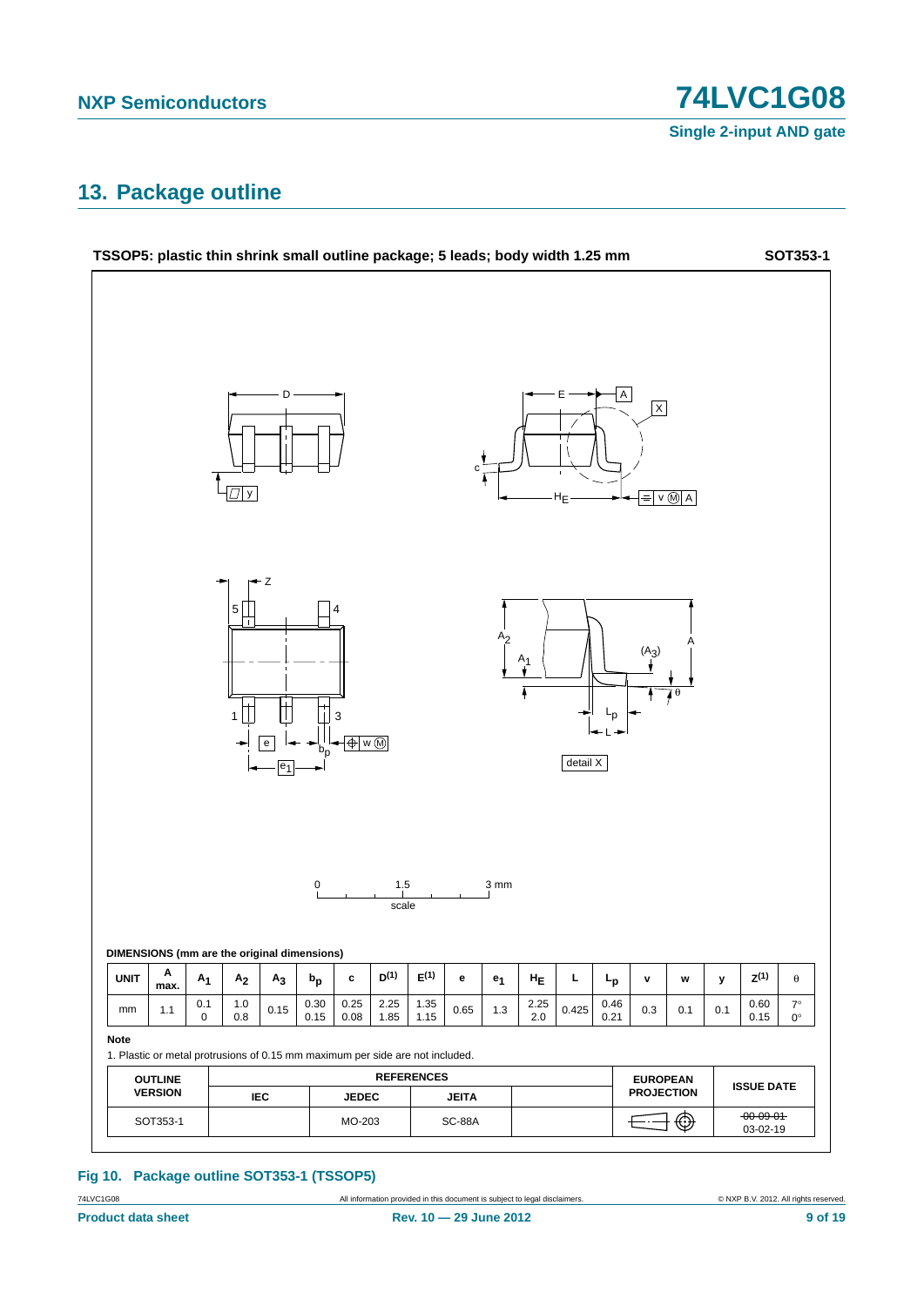## 13. Package outline

**TSSOP5: plastic thin shrink small outline package; 5 leads; body width 1.25 mm** **SOT353-1**

DIMENSIONS (mm are the original dimensions)

| UNIT | A max. | $A_1$ | $A_2$ | $A_3$ | $b_p$ | c | D[(1)] | E[(1)] | e | $e_1$ | $H_E$ | L | $L_p$ | v | w | y | Z[(1)] | θ |
|---|---|---|---|---|---|---|---|---|---|---|---|---|---|---|---|---|---|---|
| mm | 1.1 | 0.1<br>0 | 1.0<br>0.8 | 0.15 | 0.30<br>0.15 | 0.25<br>0.08 | 2.25<br>1.85 | 1.35<br>1.15 | 0.65 | 1.3 | 2.25<br>2.0 | 0.425 | 0.46<br>0.21 | 0.3 | 0.1 | 0.1 | 0.60<br>0.15 | 7°<br>0° |

**Note**

1. Plastic or metal protrusions of 0.15 mm maximum per side are not included.

| OUTLINE VERSION | REFERENCES | | | | EUROPEAN PROJECTION | ISSUE DATE |
|---|---|---|---|---|---|---|
| | IEC | JEDEC | JEITA | | | |
| SOT353-1 | | MO-203 | SC-88A | | | ~~00-09-01~~<br>03-02-19 |

**Fig 10. Package outline SOT353-1 (TSSOP5)**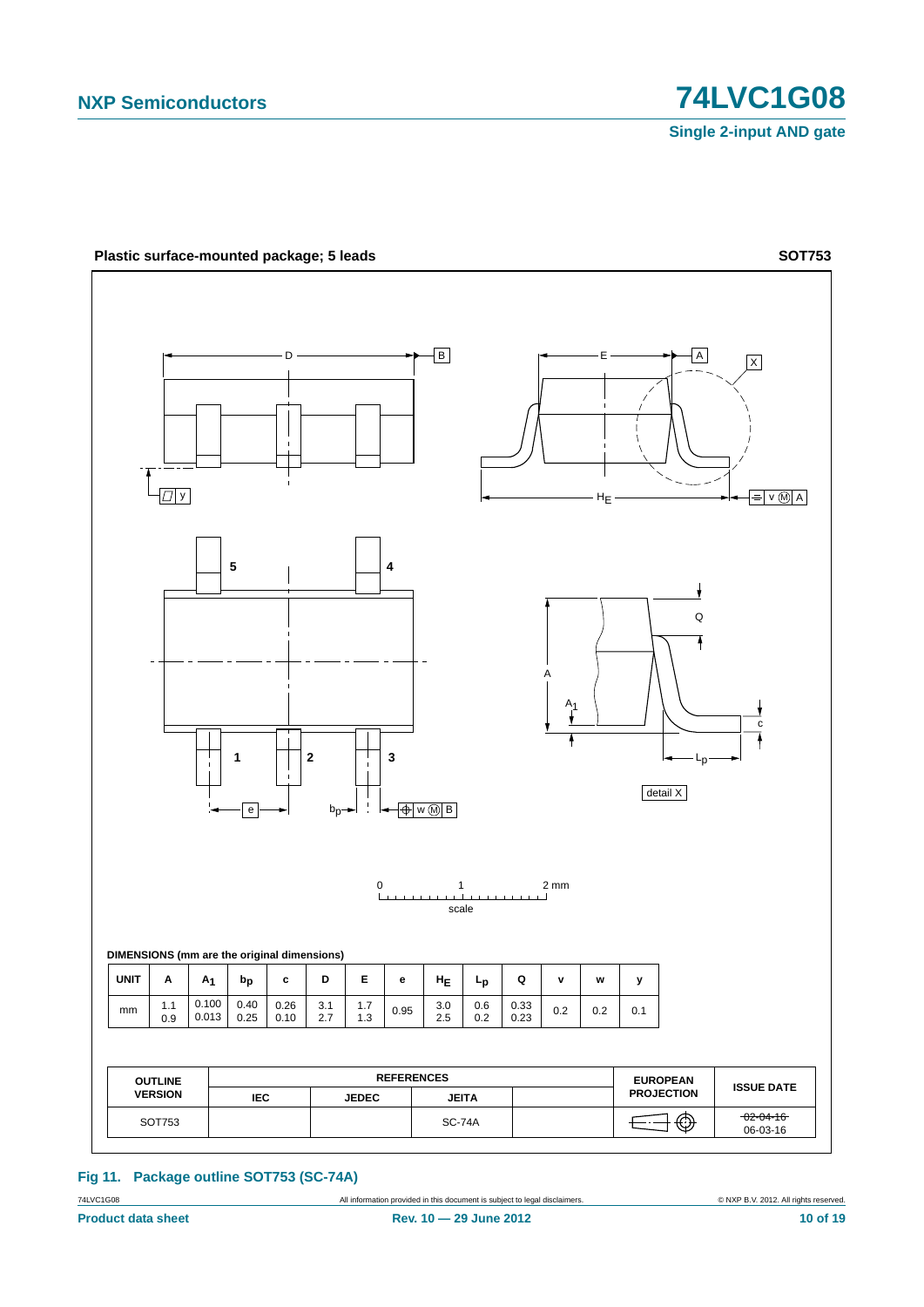**Plastic surface-mounted package; 5 leads** **SOT753**

DIMENSIONS (mm are the original dimensions)

| UNIT | A | $A_1$ | $b_p$ | c | D | E | e | $H_E$ | $L_p$ | Q | v | w | y |
|---|---|---|---|---|---|---|---|---|---|---|---|---|---|
| mm | 1.1<br>0.9 | 0.100<br>0.013 | 0.40<br>0.25 | 0.26<br>0.10 | 3.1<br>2.7 | 1.7<br>1.3 | 0.95 | 3.0<br>2.5 | 0.6<br>0.2 | 0.33<br>0.23 | 0.2 | 0.2 | 0.1 |

| OUTLINE VERSION | REFERENCES | | | | EUROPEAN PROJECTION | ISSUE DATE |
|---|---|---|---|---|---|---|
| | IEC | JEDEC | JEITA | | | |
| SOT753 | | | SC-74A | | | ~~02-04-16~~<br>06-03-16 |

**Fig 11. Package outline SOT753 (SC-74A)**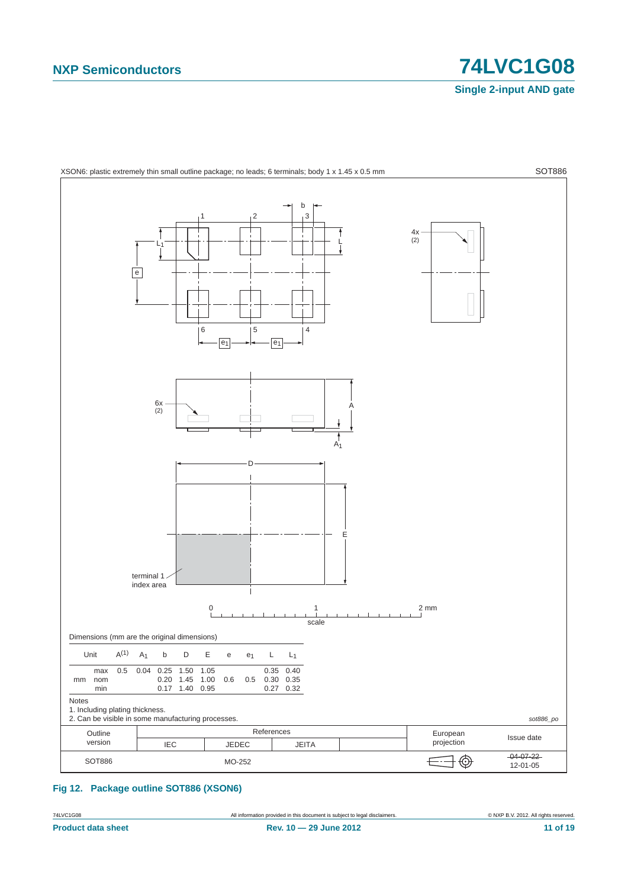XSON6: plastic extremely thin small outline package; no leads; 6 terminals; body 1 x 1.45 x 0.5 mm — SOT886

Dimensions (mm are the original dimensions)

| Unit | | $A^{(1)}$ | $A_1$ | b | D | E | e | $e_1$ | L | $L_1$ |
|---|---|---|---|---|---|---|---|---|---|---|
| mm | max | 0.5 | 0.04 | 0.25 | 1.50 | 1.05 | | | 0.35 | 0.40 |
| | nom | | | 0.20 | 1.45 | 1.00 | 0.6 | 0.5 | 0.30 | 0.35 |
| | min | | | 0.17 | 1.40 | 0.95 | | | 0.27 | 0.32 |

Notes

1. Including plating thickness.
2. Can be visible in some manufacturing processes.

*sot886_po*

| Outline version | References IEC | References JEDEC | References JEITA | | European projection | Issue date |
|---|---|---|---|---|---|---|
| SOT886 | | MO-252 | | | | ~~04-07-22~~ 12-01-05 |

**Fig 12. Package outline SOT886 (XSON6)**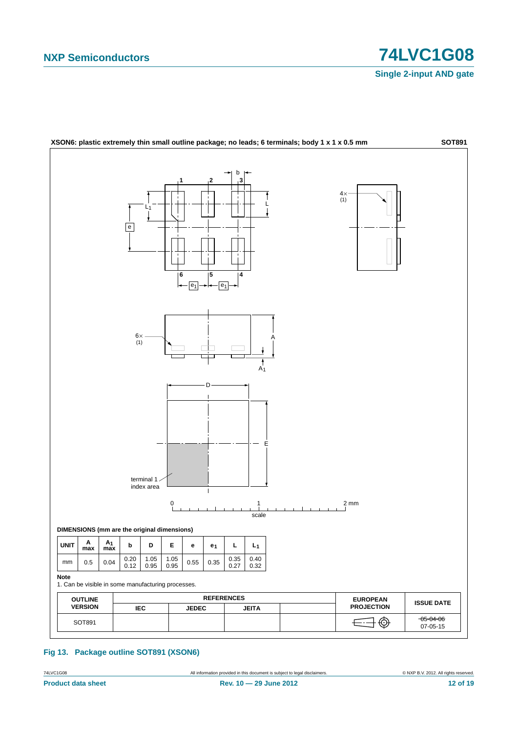**XSON6: plastic extremely thin small outline package; no leads; 6 terminals; body 1 x 1 x 0.5 mm** **SOT891**

**DIMENSIONS (mm are the original dimensions)**

| UNIT | A max | $A_1$ max | b | D | E | e | $e_1$ | L | $L_1$ |
|---|---|---|---|---|---|---|---|---|---|
| mm | 0.5 | 0.04 | 0.20<br>0.12 | 1.05<br>0.95 | 1.05<br>0.95 | 0.55 | 0.35 | 0.35<br>0.27 | 0.40<br>0.32 |

**Note**

1. Can be visible in some manufacturing processes.

| OUTLINE VERSION | REFERENCES | | | | EUROPEAN PROJECTION | ISSUE DATE |
|---|---|---|---|---|---|---|
| | IEC | JEDEC | JEITA | | | |
| SOT891 | | | | | | ~~05-04-06~~<br>07-05-15 |

**Fig 13. Package outline SOT891 (XSON6)**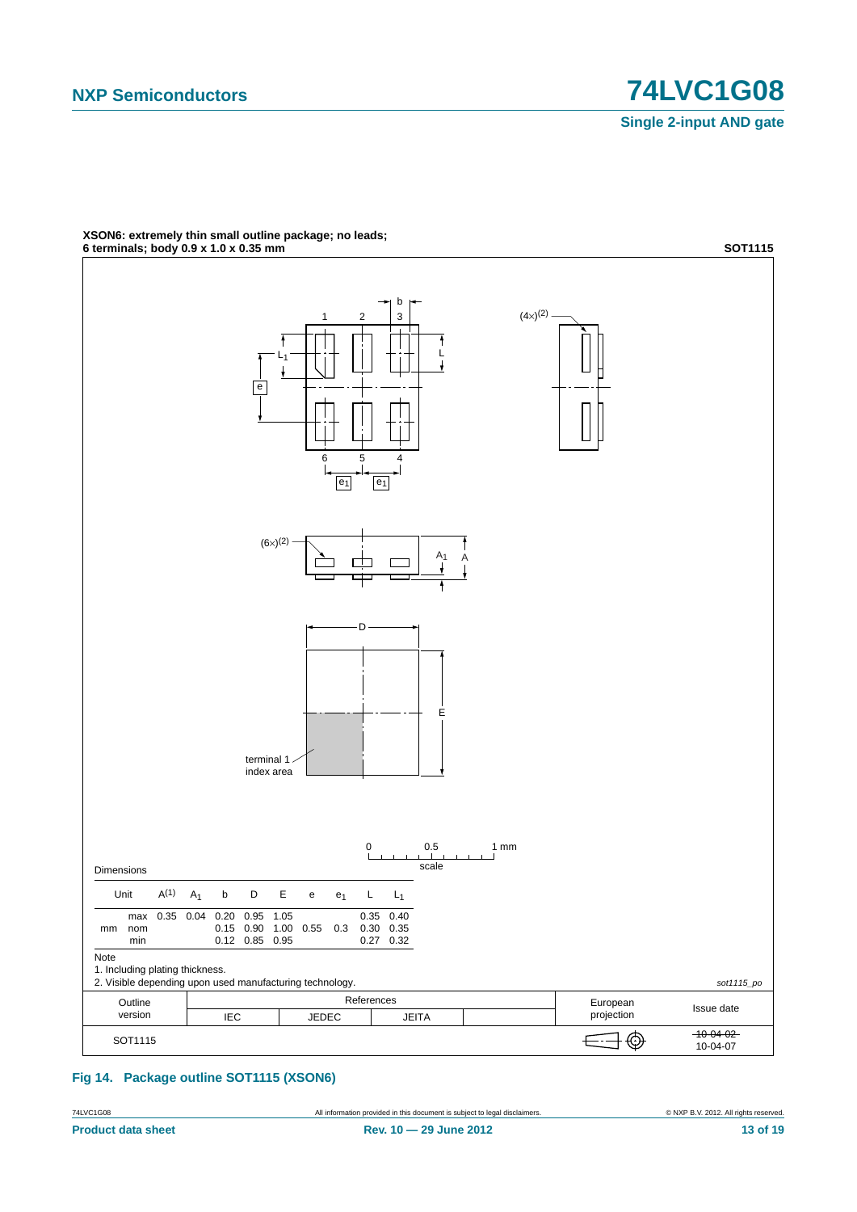**XSON6: extremely thin small outline package; no leads; 6 terminals; body 0.9 x 1.0 x 0.35 mm** **SOT1115**

Dimensions

| Unit | | $A^{(1)}$ | $A_1$ | b | D | E | e | $e_1$ | L | $L_1$ |
|---|---|---|---|---|---|---|---|---|---|---|
| mm | max | 0.35 | 0.04 | 0.20 | 0.95 | 1.05 | | | 0.35 | 0.40 |
| | nom | | | 0.15 | 0.90 | 1.00 | 0.55 | 0.3 | 0.30 | 0.35 |
| | min | | | 0.12 | 0.85 | 0.95 | | | 0.27 | 0.32 |

Note

1. Including plating thickness.
2. Visible depending upon used manufacturing technology.

*sot1115_po*

| Outline version | References | | | | European projection | Issue date |
|---|---|---|---|---|---|---|
| | IEC | JEDEC | JEITA | | | |
| SOT1115 | | | | | | ~~10-04-02~~ 10-04-07 |

**Fig 14. Package outline SOT1115 (XSON6)**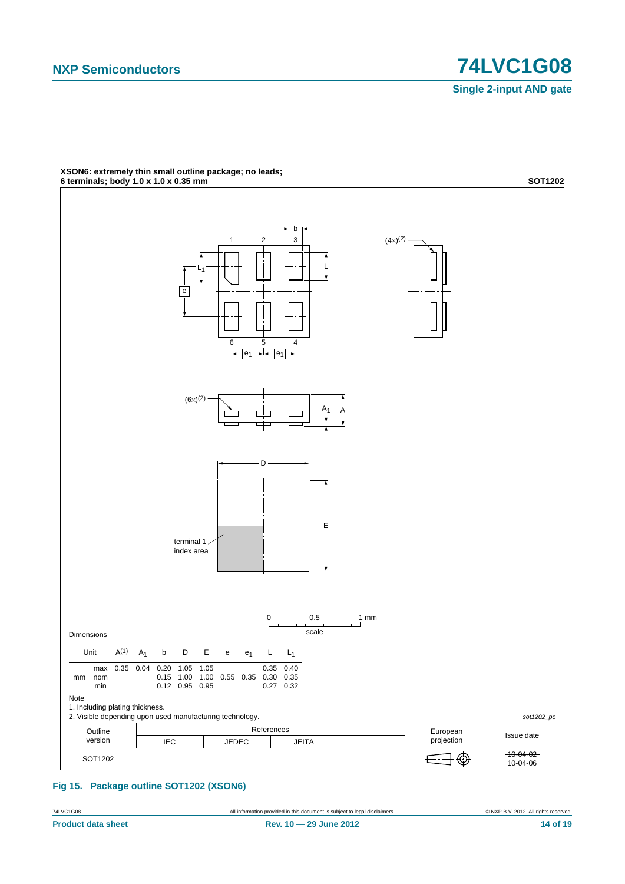**XSON6: extremely thin small outline package; no leads; 6 terminals; body 1.0 x 1.0 x 0.35 mm** **SOT1202**

Dimensions

| Unit | | $A^{(1)}$ | $A_1$ | b | D | E | e | $e_1$ | L | $L_1$ |
|---|---|---|---|---|---|---|---|---|---|---|
| mm | max | 0.35 | 0.04 | 0.20 | 1.05 | 1.05 | | | 0.35 | 0.40 |
| | nom | | | 0.15 | 1.00 | 1.00 | 0.55 | 0.35 | 0.30 | 0.35 |
| | min | | | 0.12 | 0.95 | 0.95 | | | 0.27 | 0.32 |

Note

1. Including plating thickness.
2. Visible depending upon used manufacturing technology.

*sot1202_po*

| Outline version | References IEC | References JEDEC | References JEITA | | European projection | Issue date |
|---|---|---|---|---|---|---|
| SOT1202 | | | | | | ~~10-04-02~~ 10-04-06 |

**Fig 15. Package outline SOT1202 (XSON6)**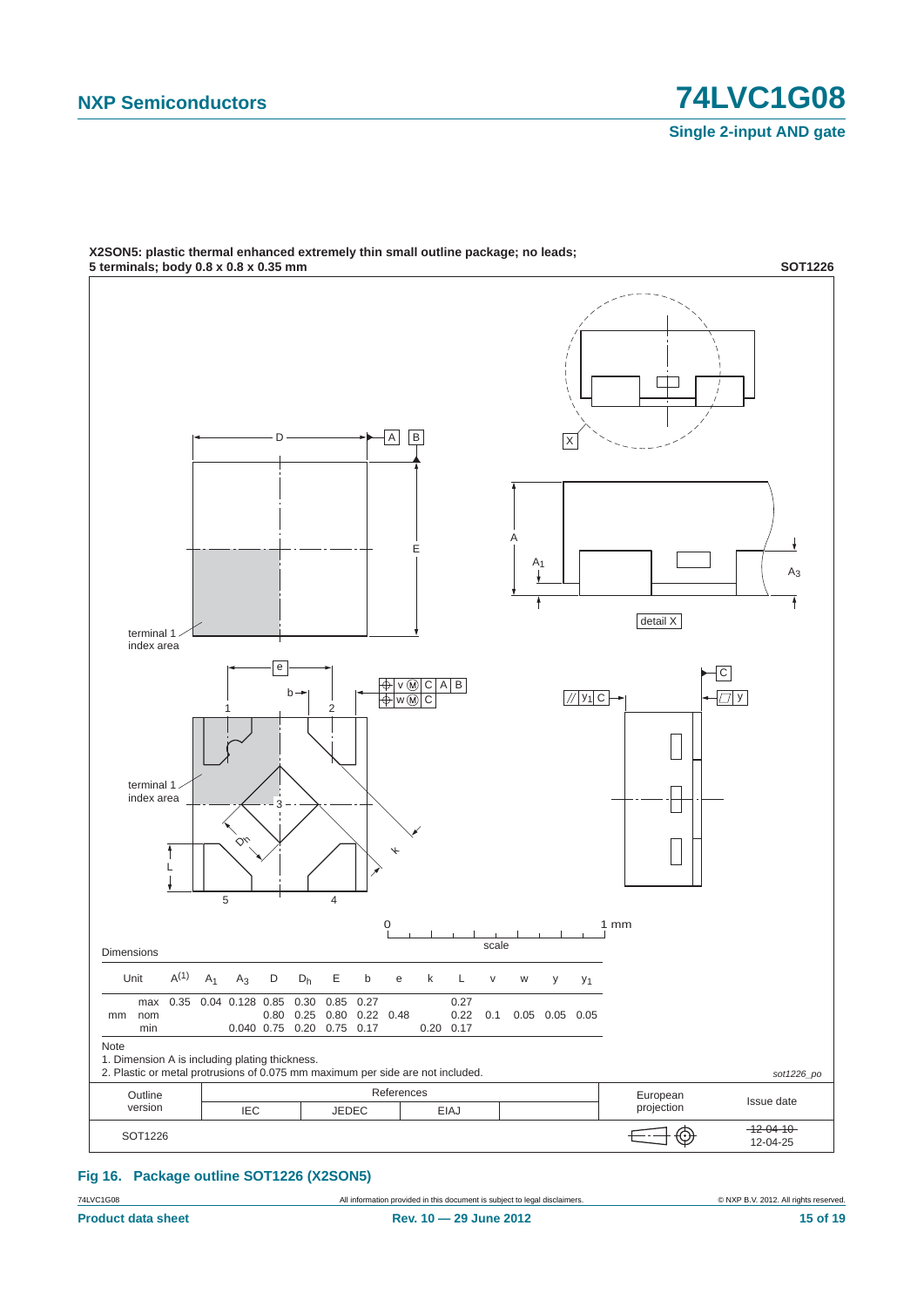**X2SON5: plastic thermal enhanced extremely thin small outline package; no leads; 5 terminals; body 0.8 x 0.8 x 0.35 mm** **SOT1226**

Dimensions

| Unit | | $A^{(1)}$ | $A_1$ | $A_3$ | D | $D_h$ | E | b | e | k | L | v | w | y | $y_1$ |
|---|---|---|---|---|---|---|---|---|---|---|---|---|---|---|---|
| mm | max | 0.35 | 0.04 | 0.128 | 0.85 | 0.30 | 0.85 | 0.27 | | | 0.27 | | | | |
| | nom | | | | 0.80 | 0.25 | 0.80 | 0.22 | 0.48 | | 0.22 | 0.1 | 0.05 | 0.05 | 0.05 |
| | min | | | 0.040 | 0.75 | 0.20 | 0.75 | 0.17 | | 0.20 | 0.17 | | | | |

Note
1. Dimension A is including plating thickness.
2. Plastic or metal protrusions of 0.075 mm maximum per side are not included.

*sot1226_po*

| Outline version | References | | | | European projection | Issue date |
|---|---|---|---|---|---|---|
| | IEC | JEDEC | EIAJ | | | |
| SOT1226 | | | | | | ~~12-04-10~~ 12-04-25 |

**Fig 16. Package outline SOT1226 (X2SON5)**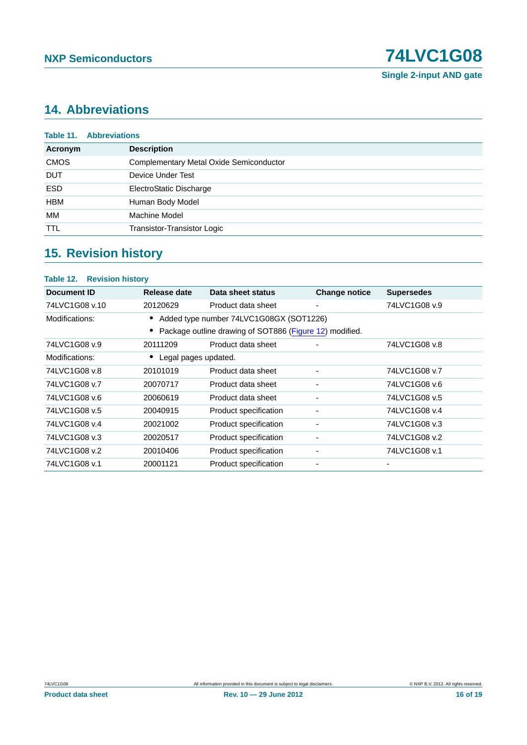## 14. Abbreviations

**Table 11. Abbreviations**

| Acronym | Description |
|---|---|
| CMOS | Complementary Metal Oxide Semiconductor |
| DUT | Device Under Test |
| ESD | ElectroStatic Discharge |
| HBM | Human Body Model |
| MM | Machine Model |
| TTL | Transistor-Transistor Logic |

## 15. Revision history

**Table 12. Revision history**

| Document ID | Release date | Data sheet status | Change notice | Supersedes |
|---|---|---|---|---|
| 74LVC1G08 v.10 | 20120629 | Product data sheet | - | 74LVC1G08 v.9 |
| Modifications: | • Added type number 74LVC1G08GX (SOT1226)<br>• Package outline drawing of SOT886 (Figure 12) modified. | | | |
| 74LVC1G08 v.9 | 20111209 | Product data sheet | - | 74LVC1G08 v.8 |
| Modifications: | • Legal pages updated. | | | |
| 74LVC1G08 v.8 | 20101019 | Product data sheet | - | 74LVC1G08 v.7 |
| 74LVC1G08 v.7 | 20070717 | Product data sheet | - | 74LVC1G08 v.6 |
| 74LVC1G08 v.6 | 20060619 | Product data sheet | - | 74LVC1G08 v.5 |
| 74LVC1G08 v.5 | 20040915 | Product specification | - | 74LVC1G08 v.4 |
| 74LVC1G08 v.4 | 20021002 | Product specification | - | 74LVC1G08 v.3 |
| 74LVC1G08 v.3 | 20020517 | Product specification | - | 74LVC1G08 v.2 |
| 74LVC1G08 v.2 | 20010406 | Product specification | - | 74LVC1G08 v.1 |
| 74LVC1G08 v.1 | 20001121 | Product specification | - | - |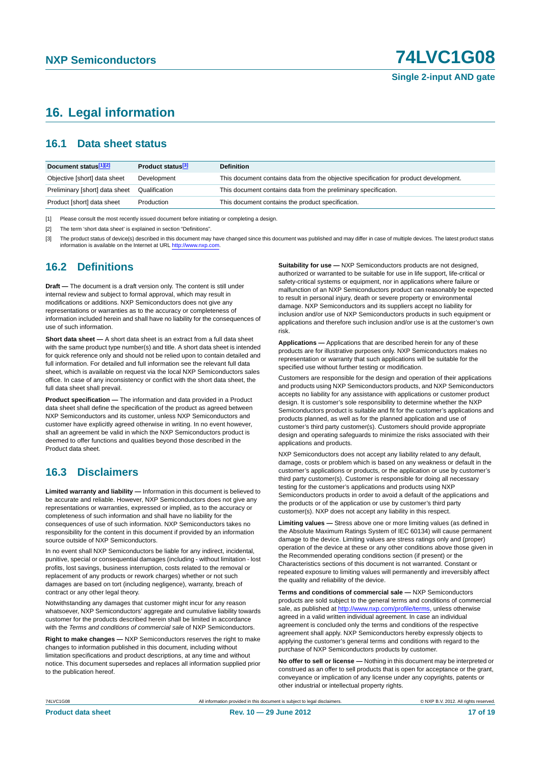## 16. Legal information

### 16.1 Data sheet status

| Document status[1][2] | Product status[3] | Definition |
|---|---|---|
| Objective [short] data sheet | Development | This document contains data from the objective specification for product development. |
| Preliminary [short] data sheet | Qualification | This document contains data from the preliminary specification. |
| Product [short] data sheet | Production | This document contains the product specification. |

[1] Please consult the most recently issued document before initiating or completing a design.

[2] The term 'short data sheet' is explained in section "Definitions".

[3] The product status of device(s) described in this document may have changed since this document was published and may differ in case of multiple devices. The latest product status information is available on the Internet at URL http://www.nxp.com.

### 16.2 Definitions

**Draft —** The document is a draft version only. The content is still under internal review and subject to formal approval, which may result in modifications or additions. NXP Semiconductors does not give any representations or warranties as to the accuracy or completeness of information included herein and shall have no liability for the consequences of use of such information.

**Short data sheet —** A short data sheet is an extract from a full data sheet with the same product type number(s) and title. A short data sheet is intended for quick reference only and should not be relied upon to contain detailed and full information. For detailed and full information see the relevant full data sheet, which is available on request via the local NXP Semiconductors sales office. In case of any inconsistency or conflict with the short data sheet, the full data sheet shall prevail.

**Product specification —** The information and data provided in a Product data sheet shall define the specification of the product as agreed between NXP Semiconductors and its customer, unless NXP Semiconductors and customer have explicitly agreed otherwise in writing. In no event however, shall an agreement be valid in which the NXP Semiconductors product is deemed to offer functions and qualities beyond those described in the Product data sheet.

### 16.3 Disclaimers

**Limited warranty and liability —** Information in this document is believed to be accurate and reliable. However, NXP Semiconductors does not give any representations or warranties, expressed or implied, as to the accuracy or completeness of such information and shall have no liability for the consequences of use of such information. NXP Semiconductors takes no responsibility for the content in this document if provided by an information source outside of NXP Semiconductors.

In no event shall NXP Semiconductors be liable for any indirect, incidental, punitive, special or consequential damages (including - without limitation - lost profits, lost savings, business interruption, costs related to the removal or replacement of any products or rework charges) whether or not such damages are based on tort (including negligence), warranty, breach of contract or any other legal theory.

Notwithstanding any damages that customer might incur for any reason whatsoever, NXP Semiconductors' aggregate and cumulative liability towards customer for the products described herein shall be limited in accordance with the *Terms and conditions of commercial sale* of NXP Semiconductors.

**Right to make changes —** NXP Semiconductors reserves the right to make changes to information published in this document, including without limitation specifications and product descriptions, at any time and without notice. This document supersedes and replaces all information supplied prior to the publication hereof.

**Suitability for use —** NXP Semiconductors products are not designed, authorized or warranted to be suitable for use in life support, life-critical or safety-critical systems or equipment, nor in applications where failure or malfunction of an NXP Semiconductors product can reasonably be expected to result in personal injury, death or severe property or environmental damage. NXP Semiconductors and its suppliers accept no liability for inclusion and/or use of NXP Semiconductors products in such equipment or applications and therefore such inclusion and/or use is at the customer's own risk.

**Applications —** Applications that are described herein for any of these products are for illustrative purposes only. NXP Semiconductors makes no representation or warranty that such applications will be suitable for the specified use without further testing or modification.

Customers are responsible for the design and operation of their applications and products using NXP Semiconductors products, and NXP Semiconductors accepts no liability for any assistance with applications or customer product design. It is customer's sole responsibility to determine whether the NXP Semiconductors product is suitable and fit for the customer's applications and products planned, as well as for the planned application and use of customer's third party customer(s). Customers should provide appropriate design and operating safeguards to minimize the risks associated with their applications and products.

NXP Semiconductors does not accept any liability related to any default, damage, costs or problem which is based on any weakness or default in the customer's applications or products, or the application or use by customer's third party customer(s). Customer is responsible for doing all necessary testing for the customer's applications and products using NXP Semiconductors products in order to avoid a default of the applications and the products or of the application or use by customer's third party customer(s). NXP does not accept any liability in this respect.

**Limiting values —** Stress above one or more limiting values (as defined in the Absolute Maximum Ratings System of IEC 60134) will cause permanent damage to the device. Limiting values are stress ratings only and (proper) operation of the device at these or any other conditions above those given in the Recommended operating conditions section (if present) or the Characteristics sections of this document is not warranted. Constant or repeated exposure to limiting values will permanently and irreversibly affect the quality and reliability of the device.

**Terms and conditions of commercial sale —** NXP Semiconductors products are sold subject to the general terms and conditions of commercial sale, as published at http://www.nxp.com/profile/terms, unless otherwise agreed in a valid written individual agreement. In case an individual agreement is concluded only the terms and conditions of the respective agreement shall apply. NXP Semiconductors hereby expressly objects to applying the customer's general terms and conditions with regard to the purchase of NXP Semiconductors products by customer.

**No offer to sell or license —** Nothing in this document may be interpreted or construed as an offer to sell products that is open for acceptance or the grant, conveyance or implication of any license under any copyrights, patents or other industrial or intellectual property rights.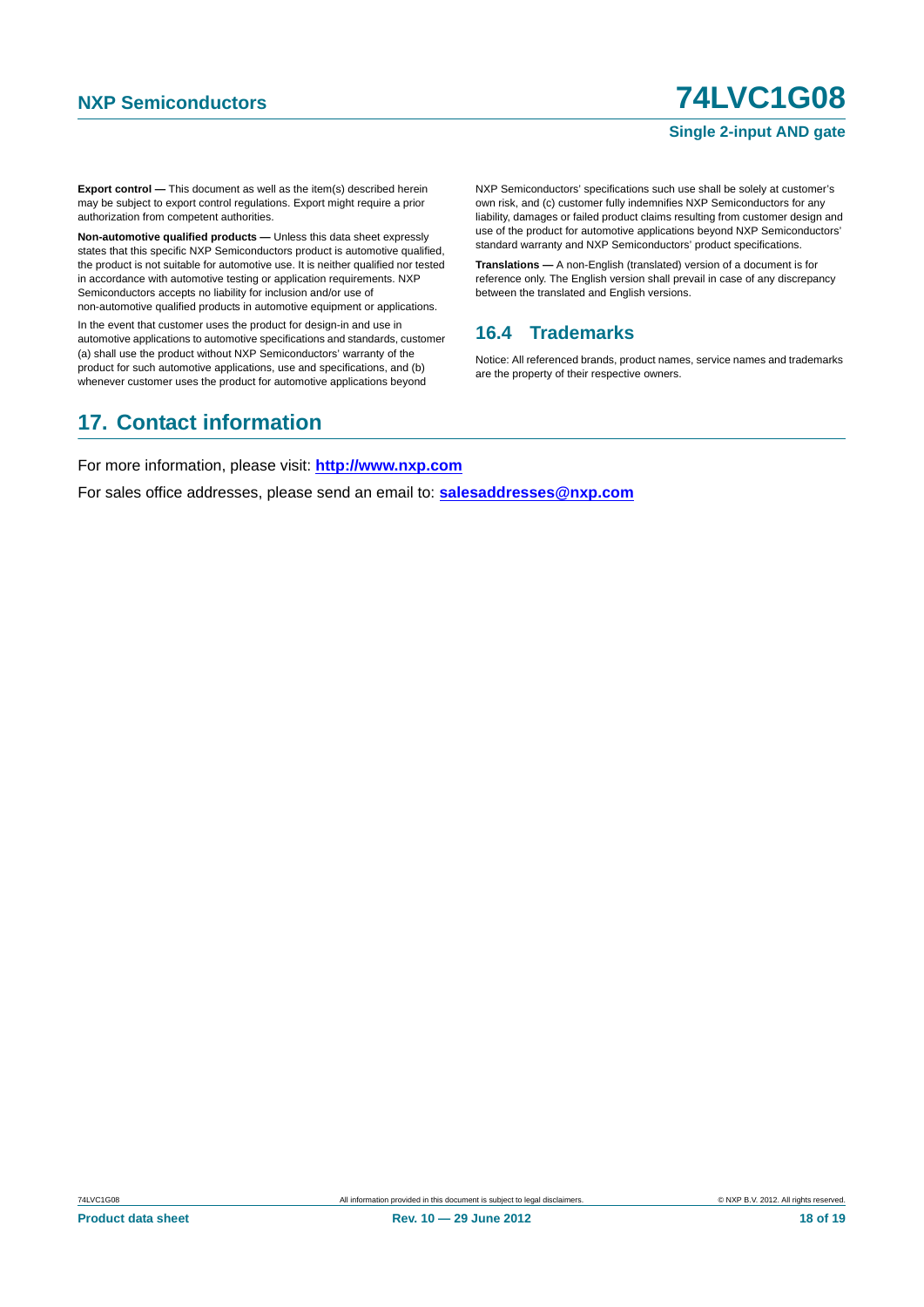**Export control —** This document as well as the item(s) described herein may be subject to export control regulations. Export might require a prior authorization from competent authorities.

**Non-automotive qualified products —** Unless this data sheet expressly states that this specific NXP Semiconductors product is automotive qualified, the product is not suitable for automotive use. It is neither qualified nor tested in accordance with automotive testing or application requirements. NXP Semiconductors accepts no liability for inclusion and/or use of non-automotive qualified products in automotive equipment or applications.

In the event that customer uses the product for design-in and use in automotive applications to automotive specifications and standards, customer (a) shall use the product without NXP Semiconductors' warranty of the product for such automotive applications, use and specifications, and (b) whenever customer uses the product for automotive applications beyond NXP Semiconductors' specifications such use shall be solely at customer's own risk, and (c) customer fully indemnifies NXP Semiconductors for any liability, damages or failed product claims resulting from customer design and use of the product for automotive applications beyond NXP Semiconductors' standard warranty and NXP Semiconductors' product specifications.

**Translations —** A non-English (translated) version of a document is for reference only. The English version shall prevail in case of any discrepancy between the translated and English versions.

### 16.4 Trademarks

Notice: All referenced brands, product names, service names and trademarks are the property of their respective owners.

## 17. Contact information

For more information, please visit: **http://www.nxp.com**

For sales office addresses, please send an email to: **salesaddresses@nxp.com**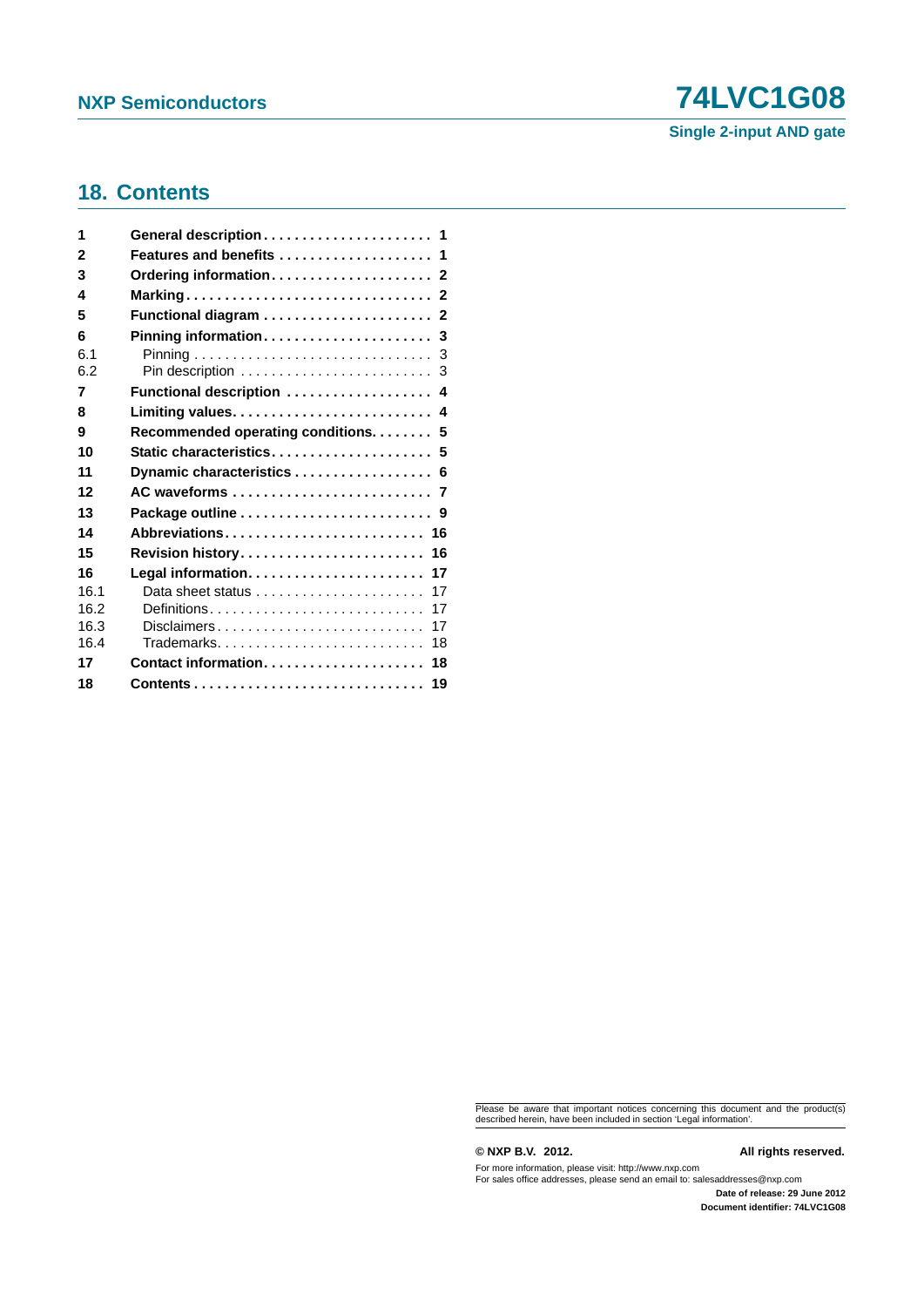## 18. Contents

| | | |
|---|---|---|
| **1** | **General description** | **1** |
| **2** | **Features and benefits** | **1** |
| **3** | **Ordering information** | **2** |
| **4** | **Marking** | **2** |
| **5** | **Functional diagram** | **2** |
| **6** | **Pinning information** | **3** |
| 6.1 | Pinning | 3 |
| 6.2 | Pin description | 3 |
| **7** | **Functional description** | **4** |
| **8** | **Limiting values** | **4** |
| **9** | **Recommended operating conditions** | **5** |
| **10** | **Static characteristics** | **5** |
| **11** | **Dynamic characteristics** | **6** |
| **12** | **AC waveforms** | **7** |
| **13** | **Package outline** | **9** |
| **14** | **Abbreviations** | **16** |
| **15** | **Revision history** | **16** |
| **16** | **Legal information** | **17** |
| 16.1 | Data sheet status | 17 |
| 16.2 | Definitions | 17 |
| 16.3 | Disclaimers | 17 |
| 16.4 | Trademarks | 18 |
| **17** | **Contact information** | **18** |
| **18** | **Contents** | **19** |

Please be aware that important notices concerning this document and the product(s) described herein, have been included in section 'Legal information'.

**© NXP B.V. 2012.** **All rights reserved.**

For more information, please visit: http://www.nxp.com
For sales office addresses, please send an email to: salesaddresses@nxp.com

**Date of release: 29 June 2012**
**Document identifier: 74LVC1G08**